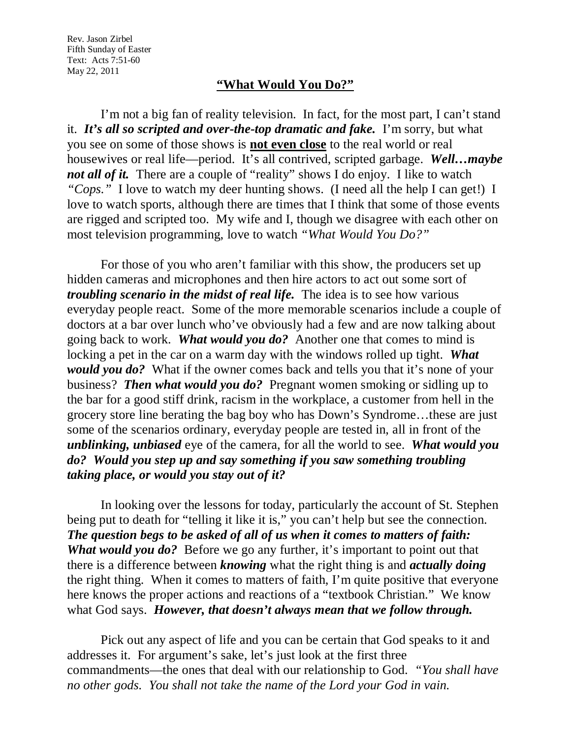Rev. Jason Zirbel
Fifth Sunday of Easter
Text: Acts 7:51-60
May 22, 2011

## "What Would You Do?"

I'm not a big fan of reality television. In fact, for the most part, I can't stand it. ***It's all so scripted and over-the-top dramatic and fake.*** I'm sorry, but what you see on some of those shows is **not even close** to the real world or real housewives or real life—period. It's all contrived, scripted garbage. ***Well…maybe not all of it.*** There are a couple of "reality" shows I do enjoy. I like to watch *"Cops."* I love to watch my deer hunting shows. (I need all the help I can get!) I love to watch sports, although there are times that I think that some of those events are rigged and scripted too. My wife and I, though we disagree with each other on most television programming, love to watch *"What Would You Do?"*

For those of you who aren't familiar with this show, the producers set up hidden cameras and microphones and then hire actors to act out some sort of ***troubling scenario in the midst of real life.*** The idea is to see how various everyday people react. Some of the more memorable scenarios include a couple of doctors at a bar over lunch who've obviously had a few and are now talking about going back to work. ***What would you do?*** Another one that comes to mind is locking a pet in the car on a warm day with the windows rolled up tight. ***What would you do?*** What if the owner comes back and tells you that it's none of your business? ***Then what would you do?*** Pregnant women smoking or sidling up to the bar for a good stiff drink, racism in the workplace, a customer from hell in the grocery store line berating the bag boy who has Down's Syndrome…these are just some of the scenarios ordinary, everyday people are tested in, all in front of the ***unblinking, unbiased*** eye of the camera, for all the world to see. ***What would you do? Would you step up and say something if you saw something troubling taking place, or would you stay out of it?***

In looking over the lessons for today, particularly the account of St. Stephen being put to death for "telling it like it is," you can't help but see the connection. ***The question begs to be asked of all of us when it comes to matters of faith: What would you do?*** Before we go any further, it's important to point out that there is a difference between ***knowing*** what the right thing is and ***actually doing*** the right thing. When it comes to matters of faith, I'm quite positive that everyone here knows the proper actions and reactions of a "textbook Christian." We know what God says. ***However, that doesn't always mean that we follow through.***

Pick out any aspect of life and you can be certain that God speaks to it and addresses it. For argument's sake, let's just look at the first three commandments—the ones that deal with our relationship to God. *"You shall have no other gods. You shall not take the name of the Lord your God in vain.*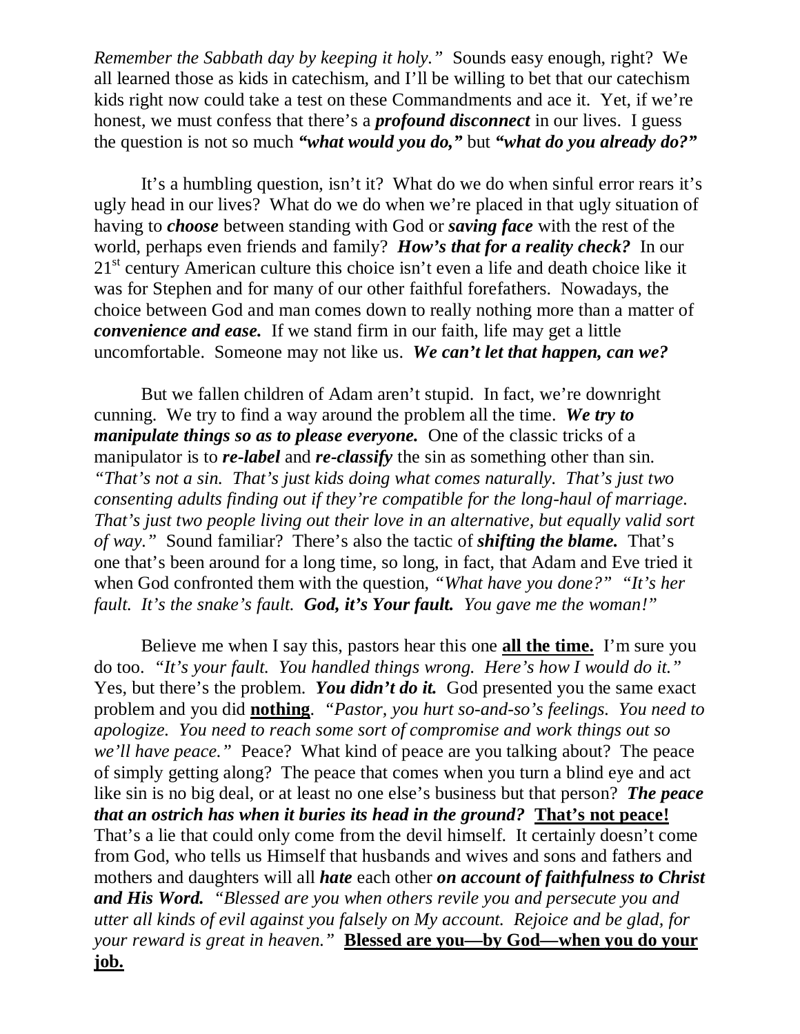*Remember the Sabbath day by keeping it holy."* Sounds easy enough, right? We all learned those as kids in catechism, and I'll be willing to bet that our catechism kids right now could take a test on these Commandments and ace it. Yet, if we're honest, we must confess that there's a ***profound disconnect*** in our lives. I guess the question is not so much ***"what would you do,"*** but ***"what do you already do?"***

It's a humbling question, isn't it? What do we do when sinful error rears it's ugly head in our lives? What do we do when we're placed in that ugly situation of having to ***choose*** between standing with God or ***saving face*** with the rest of the world, perhaps even friends and family? ***How's that for a reality check?*** In our 21st century American culture this choice isn't even a life and death choice like it was for Stephen and for many of our other faithful forefathers. Nowadays, the choice between God and man comes down to really nothing more than a matter of ***convenience and ease.*** If we stand firm in our faith, life may get a little uncomfortable. Someone may not like us. ***We can't let that happen, can we?***

But we fallen children of Adam aren't stupid. In fact, we're downright cunning. We try to find a way around the problem all the time. ***We try to manipulate things so as to please everyone.*** One of the classic tricks of a manipulator is to ***re-label*** and ***re-classify*** the sin as something other than sin. *"That's not a sin. That's just kids doing what comes naturally. That's just two consenting adults finding out if they're compatible for the long-haul of marriage. That's just two people living out their love in an alternative, but equally valid sort of way."* Sound familiar? There's also the tactic of ***shifting the blame.*** That's one that's been around for a long time, so long, in fact, that Adam and Eve tried it when God confronted them with the question, *"What have you done?" "It's her fault. It's the snake's fault.* ***God, it's Your fault.*** *You gave me the woman!"*

Believe me when I say this, pastors hear this one <u>**all the time.**</u> I'm sure you do too. *"It's your fault. You handled things wrong. Here's how I would do it."* Yes, but there's the problem. ***You didn't do it.*** God presented you the same exact problem and you did <u>**nothing**</u>. *"Pastor, you hurt so-and-so's feelings. You need to apologize. You need to reach some sort of compromise and work things out so we'll have peace."* Peace? What kind of peace are you talking about? The peace of simply getting along? The peace that comes when you turn a blind eye and act like sin is no big deal, or at least no one else's business but that person? ***The peace that an ostrich has when it buries its head in the ground?*** <u>**That's not peace!**</u> That's a lie that could only come from the devil himself. It certainly doesn't come from God, who tells us Himself that husbands and wives and sons and fathers and mothers and daughters will all ***hate*** each other ***on account of faithfulness to Christ and His Word.*** *"Blessed are you when others revile you and persecute you and utter all kinds of evil against you falsely on My account. Rejoice and be glad, for your reward is great in heaven."* <u>**Blessed are you—by God—when you do your job.**</u>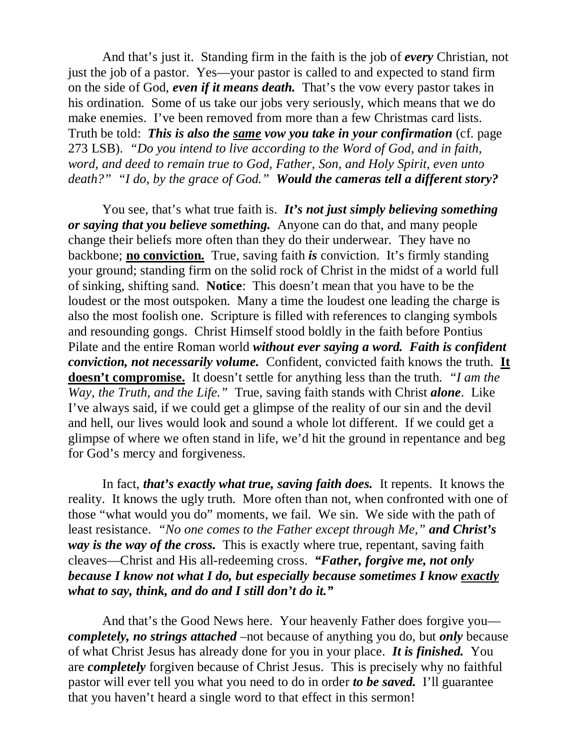And that's just it. Standing firm in the faith is the job of ***every*** Christian, not just the job of a pastor. Yes—your pastor is called to and expected to stand firm on the side of God, ***even if it means death.*** That's the vow every pastor takes in his ordination. Some of us take our jobs very seriously, which means that we do make enemies. I've been removed from more than a few Christmas card lists. Truth be told: ***This is also the <u>same</u> vow you take in your confirmation*** (cf. page 273 LSB). *"Do you intend to live according to the Word of God, and in faith, word, and deed to remain true to God, Father, Son, and Holy Spirit, even unto death?" "I do, by the grace of God."* ***Would the cameras tell a different story?***

You see, that's what true faith is. ***It's not just simply believing something or saying that you believe something.*** Anyone can do that, and many people change their beliefs more often than they do their underwear. They have no backbone; **<u>no conviction.</u>** True, saving faith ***is*** conviction. It's firmly standing your ground; standing firm on the solid rock of Christ in the midst of a world full of sinking, shifting sand. **Notice**: This doesn't mean that you have to be the loudest or the most outspoken. Many a time the loudest one leading the charge is also the most foolish one. Scripture is filled with references to clanging symbols and resounding gongs. Christ Himself stood boldly in the faith before Pontius Pilate and the entire Roman world ***without ever saying a word. Faith is confident conviction, not necessarily volume.*** Confident, convicted faith knows the truth. **<u>It doesn't compromise.</u>** It doesn't settle for anything less than the truth. *"I am the Way, the Truth, and the Life."* True, saving faith stands with Christ ***alone***. Like I've always said, if we could get a glimpse of the reality of our sin and the devil and hell, our lives would look and sound a whole lot different. If we could get a glimpse of where we often stand in life, we'd hit the ground in repentance and beg for God's mercy and forgiveness.

In fact, ***that's exactly what true, saving faith does.*** It repents. It knows the reality. It knows the ugly truth. More often than not, when confronted with one of those "what would you do" moments, we fail. We sin. We side with the path of least resistance. *"No one comes to the Father except through Me,"* ***and Christ's way is the way of the cross.*** This is exactly where true, repentant, saving faith cleaves—Christ and His all-redeeming cross. ***"Father, forgive me, not only because I know not what I do, but especially because sometimes I know <u>exactly</u> what to say, think, and do and I still don't do it."***

And that's the Good News here. Your heavenly Father does forgive you—***completely, no strings attached*** –not because of anything you do, but ***only*** because of what Christ Jesus has already done for you in your place. ***It is finished.*** You are ***completely*** forgiven because of Christ Jesus. This is precisely why no faithful pastor will ever tell you what you need to do in order ***to be saved.*** I'll guarantee that you haven't heard a single word to that effect in this sermon!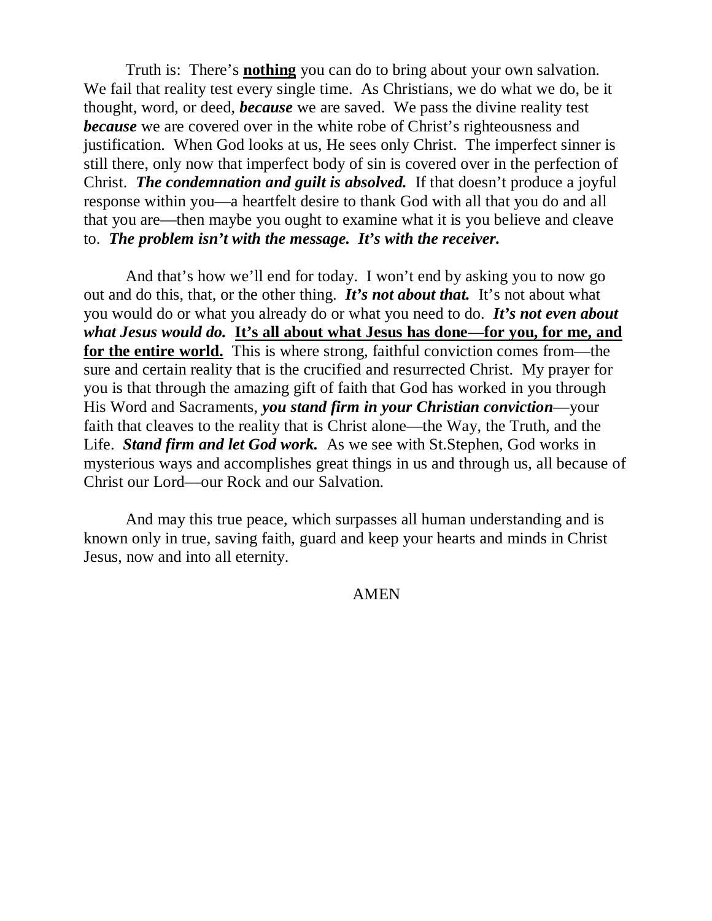Truth is: There's **<u>nothing</u>** you can do to bring about your own salvation. We fail that reality test every single time. As Christians, we do what we do, be it thought, word, or deed, ***because*** we are saved. We pass the divine reality test ***because*** we are covered over in the white robe of Christ's righteousness and justification. When God looks at us, He sees only Christ. The imperfect sinner is still there, only now that imperfect body of sin is covered over in the perfection of Christ. ***The condemnation and guilt is absolved.*** If that doesn't produce a joyful response within you—a heartfelt desire to thank God with all that you do and all that you are—then maybe you ought to examine what it is you believe and cleave to. ***The problem isn't with the message. It's with the receiver.***

And that's how we'll end for today. I won't end by asking you to now go out and do this, that, or the other thing. ***It's not about that.*** It's not about what you would do or what you already do or what you need to do. ***It's not even about what Jesus would do.*** **<u>It's all about what Jesus has done—for you, for me, and for the entire world.</u>** This is where strong, faithful conviction comes from—the sure and certain reality that is the crucified and resurrected Christ. My prayer for you is that through the amazing gift of faith that God has worked in you through His Word and Sacraments, ***you stand firm in your Christian conviction***—your faith that cleaves to the reality that is Christ alone—the Way, the Truth, and the Life. ***Stand firm and let God work.*** As we see with St.Stephen, God works in mysterious ways and accomplishes great things in us and through us, all because of Christ our Lord—our Rock and our Salvation.

And may this true peace, which surpasses all human understanding and is known only in true, saving faith, guard and keep your hearts and minds in Christ Jesus, now and into all eternity.

AMEN